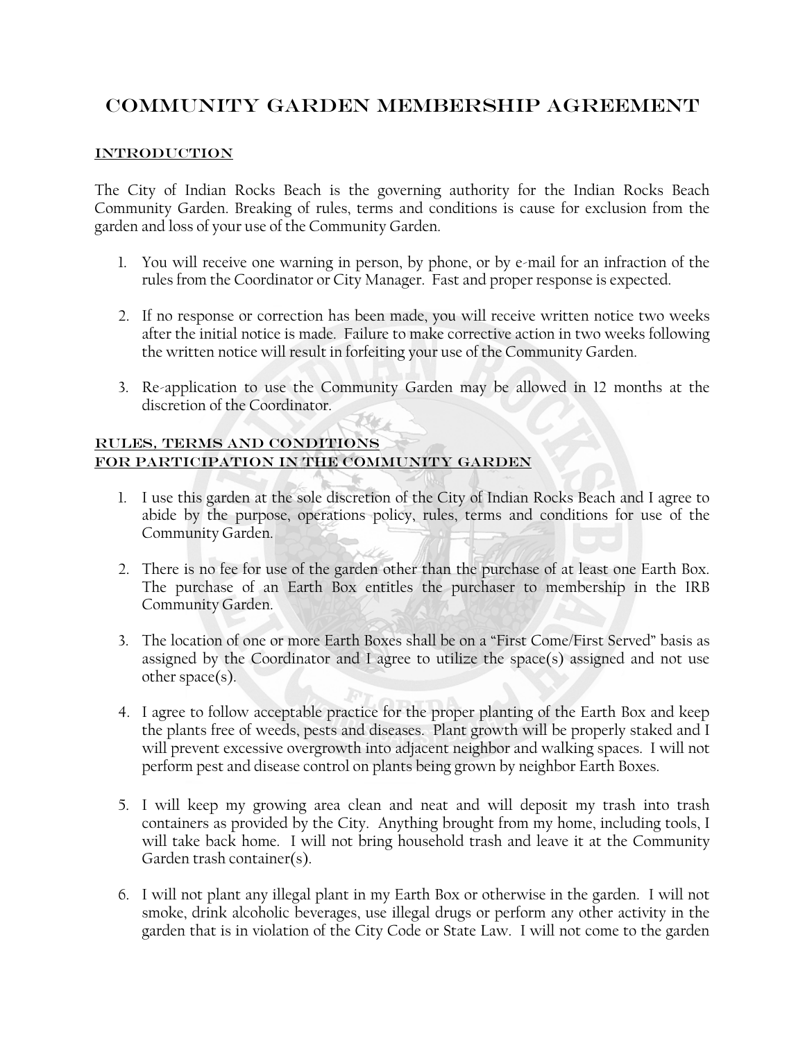# COMMUNITY GARDEN MEMBERSHIP AGREEMENT

## INTRODUCTION

The City of Indian Rocks Beach is the governing authority for the Indian Rocks Beach Community Garden. Breaking of rules, terms and conditions is cause for exclusion from the garden and loss of your use of the Community Garden.

1. You will receive one warning in person, by phone, or by e-mail for an infraction of the rules from the Coordinator or City Manager. Fast and proper response is expected.

2. If no response or correction has been made, you will receive written notice two weeks after the initial notice is made. Failure to make corrective action in two weeks following the written notice will result in forfeiting your use of the Community Garden.

3. Re-application to use the Community Garden may be allowed in 12 months at the discretion of the Coordinator.

## RULES, TERMS AND CONDITIONS FOR PARTICIPATION IN THE COMMUNITY GARDEN

1. I use this garden at the sole discretion of the City of Indian Rocks Beach and I agree to abide by the purpose, operations policy, rules, terms and conditions for use of the Community Garden.

2. There is no fee for use of the garden other than the purchase of at least one Earth Box. The purchase of an Earth Box entitles the purchaser to membership in the IRB Community Garden.

3. The location of one or more Earth Boxes shall be on a "First Come/First Served" basis as assigned by the Coordinator and I agree to utilize the space(s) assigned and not use other space(s).

4. I agree to follow acceptable practice for the proper planting of the Earth Box and keep the plants free of weeds, pests and diseases. Plant growth will be properly staked and I will prevent excessive overgrowth into adjacent neighbor and walking spaces. I will not perform pest and disease control on plants being grown by neighbor Earth Boxes.

5. I will keep my growing area clean and neat and will deposit my trash into trash containers as provided by the City. Anything brought from my home, including tools, I will take back home. I will not bring household trash and leave it at the Community Garden trash container(s).

6. I will not plant any illegal plant in my Earth Box or otherwise in the garden. I will not smoke, drink alcoholic beverages, use illegal drugs or perform any other activity in the garden that is in violation of the City Code or State Law. I will not come to the garden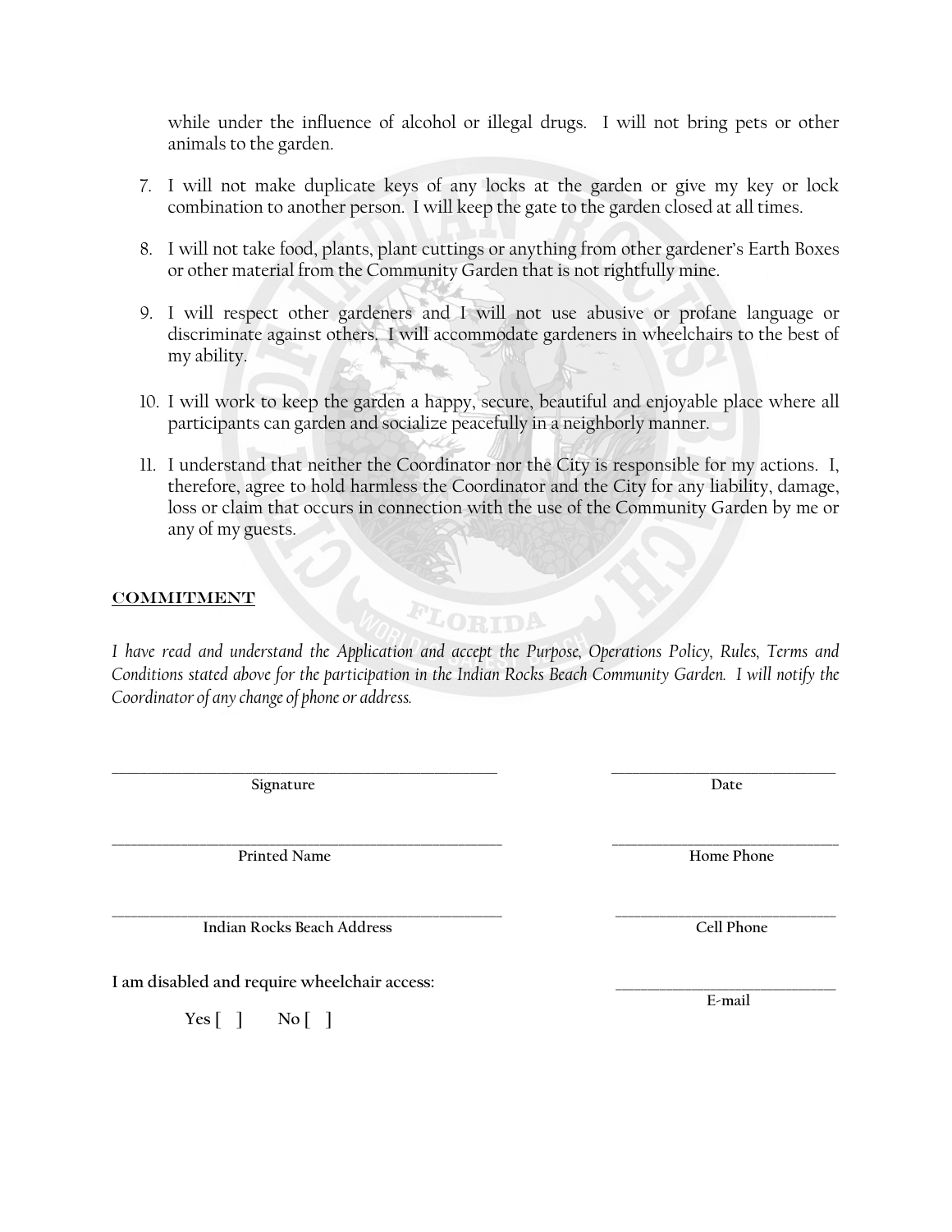while under the influence of alcohol or illegal drugs. I will not bring pets or other animals to the garden.

7. I will not make duplicate keys of any locks at the garden or give my key or lock combination to another person. I will keep the gate to the garden closed at all times.

8. I will not take food, plants, plant cuttings or anything from other gardener's Earth Boxes or other material from the Community Garden that is not rightfully mine.

9. I will respect other gardeners and I will not use abusive or profane language or discriminate against others. I will accommodate gardeners in wheelchairs to the best of my ability.

10. I will work to keep the garden a happy, secure, beautiful and enjoyable place where all participants can garden and socialize peacefully in a neighborly manner.

11. I understand that neither the Coordinator nor the City is responsible for my actions. I, therefore, agree to hold harmless the Coordinator and the City for any liability, damage, loss or claim that occurs in connection with the use of the Community Garden by me or any of my guests.

## COMMITMENT

*I have read and understand the Application and accept the Purpose, Operations Policy, Rules, Terms and Conditions stated above for the participation in the Indian Rocks Beach Community Garden. I will notify the Coordinator of any change of phone or address.*

\_\_\_\_\_\_\_\_\_\_\_\_\_\_\_\_\_\_\_\_\_\_\_\_\_\_\_\_\_\_\_\_\_\_\_\_\_\_\_\_\_\_\_\_\_\_\_\_
**Signature**

\_\_\_\_\_\_\_\_\_\_\_\_\_\_\_\_\_\_\_\_\_\_\_\_\_\_\_\_\_\_
**Date**

\_\_\_\_\_\_\_\_\_\_\_\_\_\_\_\_\_\_\_\_\_\_\_\_\_\_\_\_\_\_\_\_\_\_\_\_\_\_\_\_\_\_\_\_\_\_\_\_
**Printed Name**

\_\_\_\_\_\_\_\_\_\_\_\_\_\_\_\_\_\_\_\_\_\_\_\_\_\_\_\_\_\_
**Home Phone**

\_\_\_\_\_\_\_\_\_\_\_\_\_\_\_\_\_\_\_\_\_\_\_\_\_\_\_\_\_\_\_\_\_\_\_\_\_\_\_\_\_\_\_\_\_\_\_\_
**Indian Rocks Beach Address**

\_\_\_\_\_\_\_\_\_\_\_\_\_\_\_\_\_\_\_\_\_\_\_\_\_\_\_\_\_\_
**Cell Phone**

**I am disabled and require wheelchair access:**

**Yes [ ]   No [ ]**

\_\_\_\_\_\_\_\_\_\_\_\_\_\_\_\_\_\_\_\_\_\_\_\_\_\_\_\_\_\_
**E-mail**